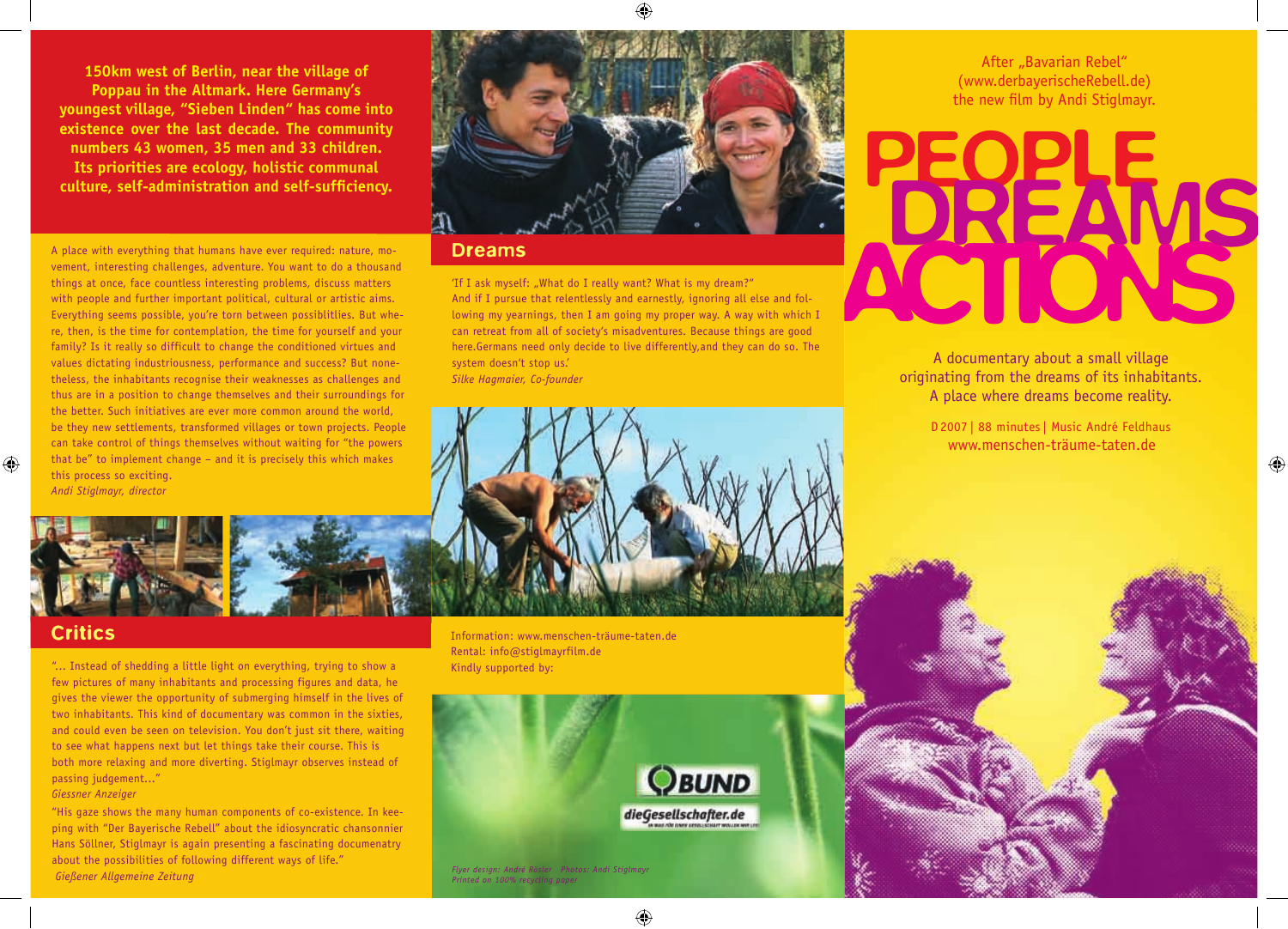After „Bavarian Rebel"
(www.derbayerischeRebell.de)
the new film by Andi Stiglmayr.

# PEOPLE DREAMS ACTIONS

A documentary about a small village originating from the dreams of its inhabitants. A place where dreams become reality.

D 2007 | 88 minutes | Music André Feldhaus
www.menschen-träume-taten.de

**150km west of Berlin, near the village of Poppau in the Altmark. Here Germany's youngest village, "Sieben Linden" has come into existence over the last decade. The community numbers 43 women, 35 men and 33 children. Its priorities are ecology, holistic communal culture, self-administration and self-sufficiency.**

A place with everything that humans have ever required: nature, movement, interesting challenges, adventure. You want to do a thousand things at once, face countless interesting problems, discuss matters with people and further important political, cultural or artistic aims. Everything seems possible, you're torn between possiblitlies. But where, then, is the time for contemplation, the time for yourself and your family? Is it really so difficult to change the conditioned virtues and values dictating industriousness, performance and success? But nonetheless, the inhabitants recognise their weaknesses as challenges and thus are in a position to change themselves and their surroundings for the better. Such initiatives are ever more common around the world, be they new settlements, transformed villages or town projects. People can take control of things themselves without waiting for "the powers that be" to implement change – and it is precisely this which makes this process so exciting.
*Andi Stiglmayr, director*

## Critics

"... Instead of shedding a little light on everything, trying to show a few pictures of many inhabitants and processing figures and data, he gives the viewer the opportunity of submerging himself in the lives of two inhabitants. This kind of documentary was common in the sixties, and could even be seen on television. You don't just sit there, waiting to see what happens next but let things take their course. This is both more relaxing and more diverting. Stiglmayr observes instead of passing judgement..."
*Giessner Anzeiger*

"His gaze shows the many human components of co-existence. In keeping with "Der Bayerische Rebell" about the idiosyncratic chansonnier Hans Söllner, Stiglmayr is again presenting a fascinating documenatry about the possibilities of following different ways of life."
*Gießener Allgemeine Zeitung*

## Dreams

'If I ask myself: „What do I really want? What is my dream?"
And if I pursue that relentlessly and earnestly, ignoring all else and following my yearnings, then I am going my proper way. A way with which I can retreat from all of society's misadventures. Because things are good here.Germans need only decide to live differently,and they can do so. The system doesn't stop us.'
*Silke Hagmaier, Co-founder*

Information: www.menschen-träume-taten.de
Rental: info@stiglmayrfilm.de
Kindly supported by:

BUND
dieGesellschafter.de

*Flyer design: André Rösler · Photos: Andi Stiglmayr*
*Printed on 100% recycling paper*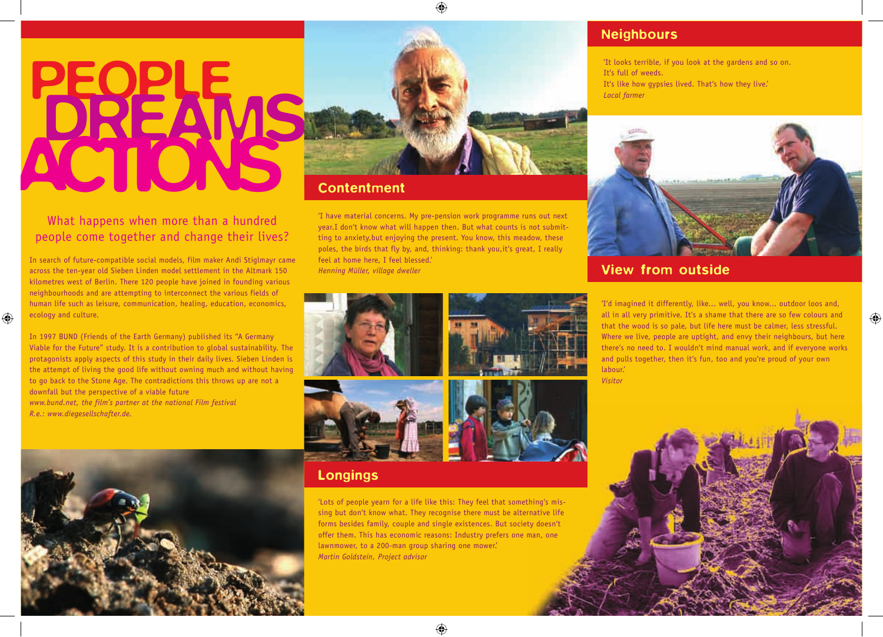# PEOPLE DREAMS ACTIONS

## What happens when more than a hundred people come together and change their lives?

In search of future-compatible social models, film maker Andi Stiglmayr came across the ten-year old Sieben Linden model settlement in the Altmark 150 kilometres west of Berlin. There 120 people have joined in founding various neighbourhoods and are attempting to interconnect the various fields of human life such as leisure, communication, healing, education, economics, ecology and culture.

In 1997 BUND (Friends of the Earth Germany) published its "A Germany Viable for the Future" study. It is a contribution to global sustainability. The protagonists apply aspects of this study in their daily lives. Sieben Linden is the attempt of living the good life without owning much and without having to go back to the Stone Age. The contradictions this throws up are not a downfall but the perspective of a viable future

*www.bund.net, the film's partner at the national Film festival*
*R.e.: www.diegesellschafter.de.*

## Contentment

'I have material concerns. My pre-pension work programme runs out next year.I don't know what will happen then. But what counts is not submitting to anxiety,but enjoying the present. You know, this meadow, these poles, the birds that fly by, and, thinking: thank you,it's great, I really feel at home here, I feel blessed.'
*Henning Müller, village dweller*

## Longings

'Lots of people yearn for a life like this: They feel that something's missing but don't know what. They recognise there must be alternative life forms besides family, couple and single existences. But society doesn't offer them. This has economic reasons: Industry prefers one man, one lawnmower, to a 200-man group sharing one mower.'
*Martin Goldstein, Project advisor*

## Neighbours

'It looks terrible, if you look at the gardens and so on. It's full of weeds.
It's like how gypsies lived. That's how they live.'
*Local farmer*

## View from outside

'I'd imagined it differently, like... well, you know... outdoor loos and, all in all very primitive. It's a shame that there are so few colours and that the wood is so pale, but life here must be calmer, less stressful. Where we live, people are uptight, and envy their neighbours, but here there's no need to. I wouldn't mind manual work, and if everyone works and pulls together, then it's fun, too and you're proud of your own labour.'
*Visitor*